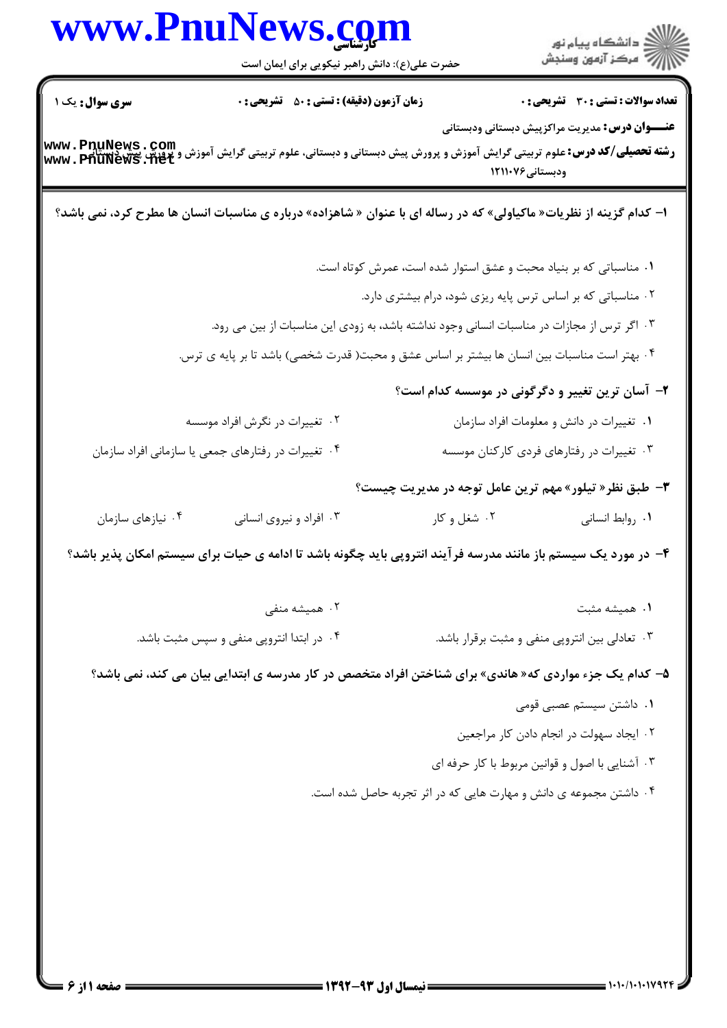**سری سوال:** یک ۱

**زمان آزمون (دقیقه) : تستی : ۵۰ تشریحی : ۰**

**تعداد سوالات : تستی : ۳۰ تشریحی : ۰**

**عنـــوان درس:** مدیریت مراکزپیش دبستانی ودبستانی

**رشته تحصیلی/کد درس:** علوم تربیتی گرایش آموزش و پرورش پیش دبستانی و دبستانی، علوم تربیتی گرایش آموزش و پرورش پیش دبستانی ودبستانی ۱۲۱۱۰۷۶

**۱- کدام گزینه از نظریات« ماکیاولی» که در رساله ای با عنوان « شاهزاده» درباره ی مناسبات انسان ها مطرح کرد، نمی باشد؟**

۱. مناسباتی که بر بنیاد محبت و عشق استوار شده است، عمرش کوتاه است.

۲. مناسباتی که بر اساس ترس پایه ریزی شود، درام بیشتری دارد.

۳. اگر ترس از مجازات در مناسبات انسانی وجود نداشته باشد، به زودی این مناسبات از بین می رود.

۴. بهتر است مناسبات بین انسان ها بیشتر بر اساس عشق و محبت( قدرت شخصی) باشد تا بر پایه ی ترس.

**۲- آسان ترین تغییر و دگرگونی در موسسه کدام است؟**

۱. تغییرات در دانش و معلومات افراد سازمان

۲. تغییرات در نگرش افراد موسسه

۳. تغییرات در رفتارهای فردی کارکنان موسسه

۴. تغییرات در رفتارهای جمعی یا سازمانی افراد سازمان

**۳- طبق نظر« تیلور» مهم ترین عامل توجه در مدیریت چیست؟**

۱. روابط انسانی

۲. شغل و کار

۳. افراد و نیروی انسانی

۴. نیازهای سازمان

**۴- در مورد یک سیستم باز مانند مدرسه فرآیند انتروپی باید چگونه باشد تا ادامه ی حیات برای سیستم امکان پذیر باشد؟**

۱. همیشه مثبت

۲. همیشه منفی

۳. تعادلی بین انتروپی منفی و مثبت برقرار باشد.

۴. در ابتدا انتروپی منفی و سپس مثبت باشد.

**۵- کدام یک جزء مواردی که« هاندی» برای شناختن افراد متخصص در کار مدرسه ی ابتدایی بیان می کند، نمی باشد؟**

۱. داشتن سیستم عصبی قومی

۲. ایجاد سهولت در انجام دادن کار مراجعین

۳. آشنایی با اصول و قوانین مربوط با کار حرفه ای

۴. داشتن مجموعه ی دانش و مهارت هایی که در اثر تجربه حاصل شده است.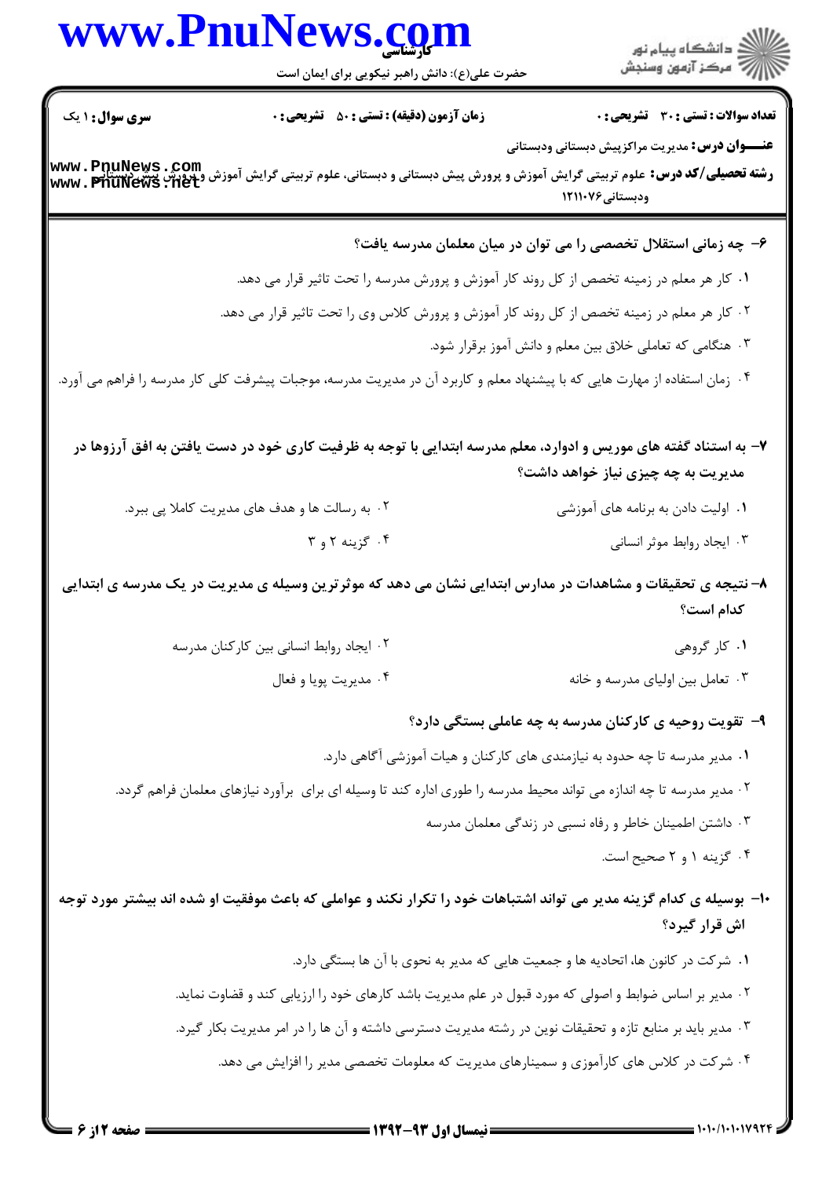**سری سوال:** ۱ یک

**زمان آزمون (دقیقه) : تستی : ۵۰ تشریحی : ۰**

**تعداد سوالات : تستی : ۳۰ تشریحی : ۰**

**عنـــوان درس:** مدیریت مراکزپیش دبستانی ودبستانی

**رشته تحصیلی/کد درس:** علوم تربیتی گرایش آموزش و پرورش پیش دبستانی و دبستانی، علوم تربیتی گرایش آموزش و پرورش پیش دبستانی ودبستانی ۱۲۱۱۰۷۶

۶- چه زمانی استقلال تخصصی را می توان در میان معلمان مدرسه یافت؟

۱. کار هر معلم در زمینه تخصص از کل روند کار آموزش و پرورش مدرسه را تحت تاثیر قرار می دهد.

۲. کار هر معلم در زمینه تخصص از کل روند کار آموزش و پرورش کلاس وی را تحت تاثیر قرار می دهد.

۳. هنگامی که تعاملی خلاق بین معلم و دانش آموز برقرار شود.

۴. زمان استفاده از مهارت هایی که با پیشنهاد معلم و کاربرد آن در مدیریت مدرسه، موجبات پیشرفت کلی کار مدرسه را فراهم می آورد.

۷- به استناد گفته های موریس و ادوارد، معلم مدرسه ابتدایی با توجه به ظرفیت کاری خود در دست یافتن به افق آرزوها در مدیریت به چه چیزی نیاز خواهد داشت؟

۱. اولیت دادن به برنامه های آموزشی

۲. به رسالت ها و هدف های مدیریت کاملا پی ببرد.

۳. ایجاد روابط موثر انسانی

۴. گزینه ۲ و ۳

۸- نتیجه ی تحقیقات و مشاهدات در مدارس ابتدایی نشان می دهد که موثرترین وسیله ی مدیریت در یک مدرسه ی ابتدایی کدام است؟

۱. کار گروهی

۲. ایجاد روابط انسانی بین کارکنان مدرسه

۳. تعامل بین اولیای مدرسه و خانه

۴. مدیریت پویا و فعال

۹- تقویت روحیه ی کارکنان مدرسه به چه عاملی بستگی دارد؟

۱. مدیر مدرسه تا چه حدود به نیازمندی های کارکنان و هیات آموزشی آگاهی دارد.

۲. مدیر مدرسه تا چه اندازه می تواند محیط مدرسه را طوری اداره کند تا وسیله ای برای برآورد نیازهای معلمان فراهم گردد.

۳. داشتن اطمینان خاطر و رفاه نسبی در زندگی معلمان مدرسه

۴. گزینه ۱ و ۲ صحیح است.

۱۰- بوسیله ی کدام گزینه مدیر می تواند اشتباهات خود را تکرار نکند و عواملی که باعث موفقیت او شده اند بیشتر مورد توجه اش قرار گیرد؟

۱. شرکت در کانون ها، اتحادیه ها و جمعیت هایی که مدیر به نحوی با آن ها بستگی دارد.

۲. مدیر بر اساس ضوابط و اصولی که مورد قبول در علم مدیریت باشد کارهای خود را ارزیابی کند و قضاوت نماید.

۳. مدیر باید بر منابع تازه و تحقیقات نوین در رشته مدیریت دسترسی داشته و آن ها را در امر مدیریت بکار گیرد.

۴. شرکت در کلاس های کارآموزی و سمینارهای مدیریت که معلومات تخصصی مدیر را افزایش می دهد.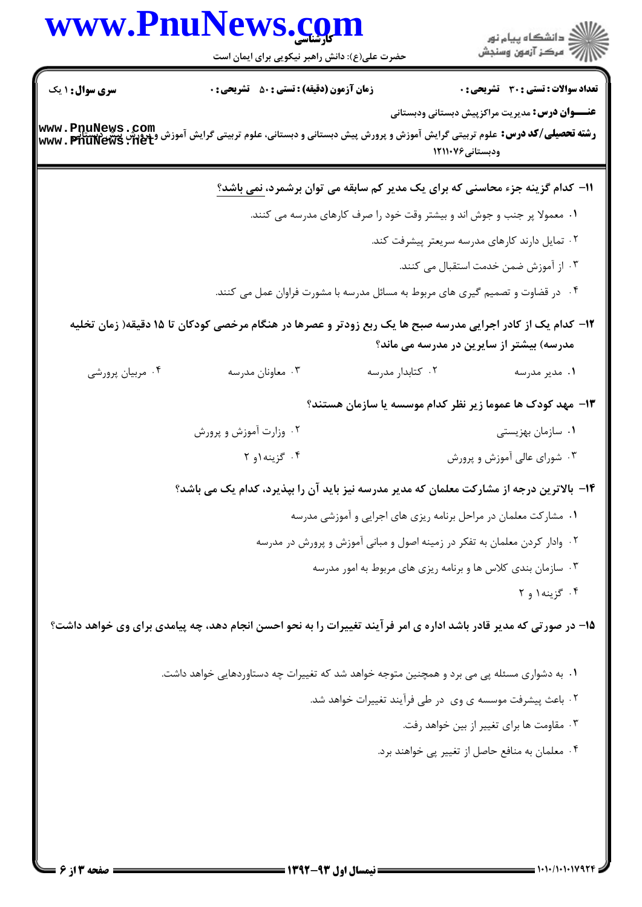**۱۱-** کدام گزینه جزء محاسنی که برای یک مدیر کم سابقه می توان برشمرد، نمی باشد؟

۱. معمولا پر جنب و جوش اند و بیشتر وقت خود را صرف کارهای مدرسه می کنند.

۲. تمایل دارند کارهای مدرسه سریعتر پیشرفت کند.

۳. از آموزش ضمن خدمت استقبال می کنند.

۴. در قضاوت و تصمیم گیری های مربوط به مسائل مدرسه با مشورت فراوان عمل می کنند.

**۱۲-** کدام یک از کادر اجرایی مدرسه صبح ها یک ربع زودتر و عصرها در هنگام مرخصی کودکان تا ۱۵ دقیقه( زمان تخلیه مدرسه) بیشتر از سایرین در مدرسه می ماند؟

۱. مدیر مدرسه

۲. کتابدار مدرسه

۳. معاونان مدرسه

۴. مربیان پرورشی

**۱۳-** مهد کودک ها عموما زیر نظر کدام موسسه یا سازمان هستند؟

۱. سازمان بهزیستی

۲. وزارت آموزش و پرورش

۳. شورای عالی آموزش و پرورش

۴. گزینه۱و ۲

**۱۴-** بالاترین درجه از مشارکت معلمان که مدیر مدرسه نیز باید آن را بپذیرد، کدام یک می باشد؟

۱. مشارکت معلمان در مراحل برنامه ریزی های اجرایی و آموزشی مدرسه

۲. وادار کردن معلمان به تفکر در زمینه اصول و مبانی آموزش و پرورش در مدرسه

۳. سازمان بندی کلاس ها و برنامه ریزی های مربوط به امور مدرسه

۴. گزینه۱ و ۲

**۱۵-** در صورتی که مدیر قادر باشد اداره ی امر فرآیند تغییرات را به نحو احسن انجام دهد، چه پیامدی برای وی خواهد داشت؟

۱. به دشواری مسئله پی می برد و همچنین متوجه خواهد شد که تغییرات چه دستاوردهایی خواهد داشت.

۲. باعث پیشرفت موسسه ی وی در طی فرآیند تغییرات خواهد شد.

۳. مقاومت ها برای تغییر از بین خواهد رفت.

۴. معلمان به منافع حاصل از تغییر پی خواهند برد.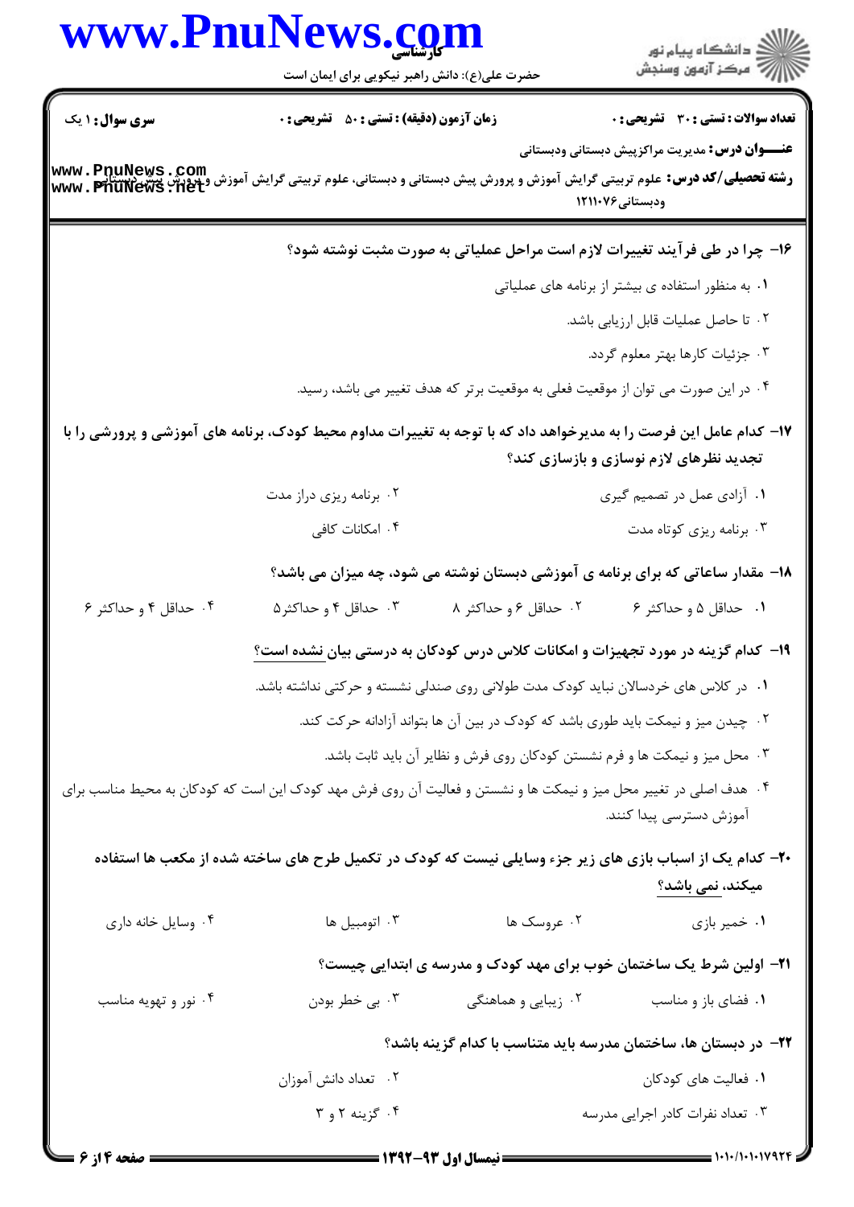**سری سوال:** ۱ یک | **زمان آزمون (دقیقه) : تستی :** ۵۰ **تشریحی :** ۰ | **تعداد سوالات : تستی :** ۳۰ **تشریحی :** ۰

**عنـــوان درس:** مدیریت مراکزپیش دبستانی ودبستانی

**رشته تحصیلی/کد درس:** علوم تربیتی گرایش آموزش و پرورش پیش دبستانی و دبستانی، علوم تربیتی گرایش آموزش وپرورش پیش دبستانی ودبستانی ۱۲۱۱۰۷۶

**۱۶- چرا در طی فرآیند تغییرات لازم است مراحل عملیاتی به صورت مثبت نوشته شود؟**

۱. به منظور استفاده ی بیشتر از برنامه های عملیاتی

۲. تا حاصل عملیات قابل ارزیابی باشد.

۳. جزئیات کارها بهتر معلوم گردد.

۴. در این صورت می توان از موقعیت فعلی به موقعیت برتر که هدف تغییر می باشد، رسید.

**۱۷- کدام عامل این فرصت را به مدیرخواهد داد که با توجه به تغییرات مداوم محیط کودک، برنامه های آموزشی و پرورشی را با تجدید نظرهای لازم نوسازی و بازسازی کند؟**

۱. آزادی عمل در تصمیم گیری

۲. برنامه ریزی دراز مدت

۳. برنامه ریزی کوتاه مدت

۴. امکانات کافی

**۱۸- مقدار ساعاتی که برای برنامه ی آموزشی دبستان نوشته می شود، چه میزان می باشد؟**

۱. حداقل ۵ و حداکثر ۶

۲. حداقل ۶ و حداکثر ۸

۳. حداقل ۴ و حداکثر۵

۴. حداقل ۴ و حداکثر ۶

**۱۹- کدام گزینه در مورد تجهیزات و امکانات کلاس درس کودکان به درستی بیان نشده است؟**

۱. در کلاس های خردسالان نباید کودک مدت طولانی روی صندلی نشسته و حرکتی نداشته باشد.

۲. چیدن میز و نیمکت باید طوری باشد که کودک در بین آن ها بتواند آزادانه حرکت کند.

۳. محل میز و نیمکت ها و فرم نشستن کودکان روی فرش و نظایر آن باید ثابت باشد.

۴. هدف اصلی در تغییر محل میز و نیمکت ها و نشستن و فعالیت آن روی فرش مهد کودک این است که کودکان به محیط مناسب برای آموزش دسترسی پیدا کنند.

**۲۰- کدام یک از اسباب بازی های زیر جزء وسایلی نیست که کودک در تکمیل طرح های ساخته شده از مکعب ها استفاده میکند، نمی باشد؟**

۱. خمیر بازی

۲. عروسک ها

۳. اتومبیل ها

۴. وسایل خانه داری

**۲۱- اولین شرط یک ساختمان خوب برای مهد کودک و مدرسه ی ابتدایی چیست؟**

۱. فضای باز و مناسب

۲. زیبایی و هماهنگی

۳. بی خطر بودن

۴. نور و تهویه مناسب

**۲۲- در دبستان ها، ساختمان مدرسه باید متناسب با کدام گزینه باشد؟**

۱. فعالیت های کودکان

۲. تعداد دانش آموزان

۳. تعداد نفرات کادر اجرایی مدرسه

۴. گزینه ۲ و ۳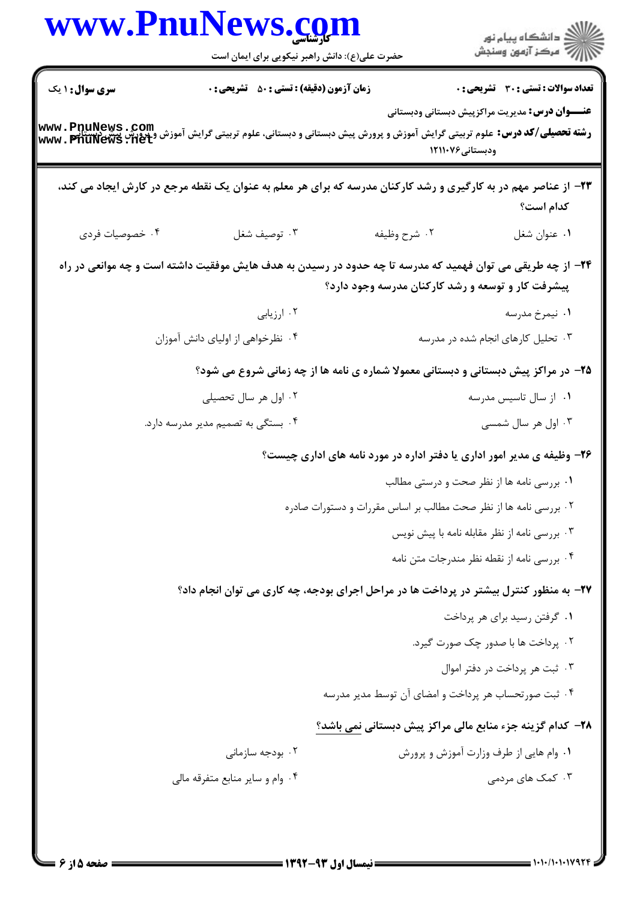**سری سوال:** ۱ یک | **زمان آزمون (دقیقه) : تستی :** ۵۰ **تشریحی :** ۰ | **تعداد سوالات : تستی :** ۳۰ **تشریحی :** ۰

**عنـــوان درس:** مدیریت مراکزپیش دبستانی ودبستانی

**رشته تحصیلی/کد درس:** علوم تربیتی گرایش آموزش و پرورش پیش دبستانی و دبستانی، علوم تربیتی گرایش آموزش وپرورش پیش دبستانی ودبستانی ۱۲۱۱۰۷۶

**۲۳- از عناصر مهم در به کارگیری و رشد کارکنان مدرسه که برای هر معلم به عنوان یک نقطه مرجع در کارش ایجاد می کند، کدام است؟**

۱. عنوان شغل
۲. شرح وظیفه
۳. توصیف شغل
۴. خصوصیات فردی

**۲۴- از چه طریقی می توان فهمید که مدرسه تا چه حدود در رسیدن به هدف هایش موفقیت داشته است و چه موانعی در راه پیشرفت کار و توسعه و رشد کارکنان مدرسه وجود دارد؟**

۱. نیمرخ مدرسه
۲. ارزیابی
۳. تحلیل کارهای انجام شده در مدرسه
۴. نظرخواهی از اولیای دانش آموزان

**۲۵- در مراکز پیش دبستانی و دبستانی معمولا شماره ی نامه ها از چه زمانی شروع می شود؟**

۱. از سال تاسیس مدرسه
۲. اول هر سال تحصیلی
۳. اول هر سال شمسی
۴. بستگی به تصمیم مدیر مدرسه دارد.

**۲۶- وظیفه ی مدیر امور اداری یا دفتر اداره در مورد نامه های اداری چیست؟**

۱. بررسی نامه ها از نظر صحت و درستی مطالب
۲. بررسی نامه ها از نظر صحت مطالب بر اساس مقررات و دستورات صادره
۳. بررسی نامه از نظر مقابله نامه با پیش نویس
۴. بررسی نامه از نقطه نظر مندرجات متن نامه

**۲۷- به منظور کنترل بیشتر در پرداخت ها در مراحل اجرای بودجه، چه کاری می توان انجام داد؟**

۱. گرفتن رسید برای هر پرداخت
۲. پرداخت ها با صدور چک صورت گیرد.
۳. ثبت هر پرداخت در دفتر اموال
۴. ثبت صورتحساب هر پرداخت و امضای آن توسط مدیر مدرسه

**۲۸- کدام گزینه جزء منابع مالی مراکز پیش دبستانی نمی باشد؟**

۱. وام هایی از طرف وزارت آموزش و پرورش
۲. بودجه سازمانی
۳. کمک های مردمی
۴. وام و سایر منابع متفرقه مالی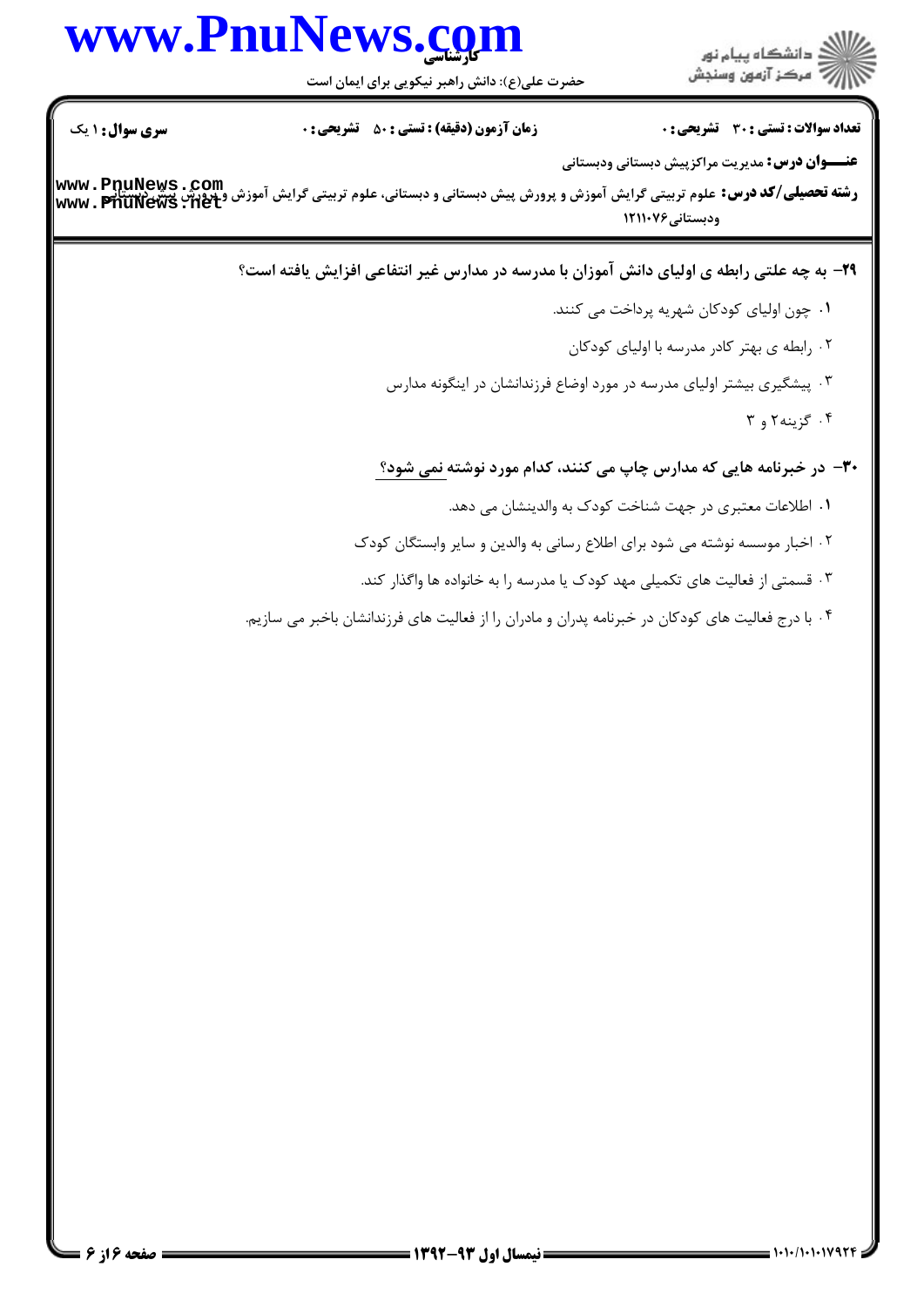**سری سوال:** ۱ یک

**زمان آزمون (دقیقه) : تستی : ۵۰ تشریحی : ۰**

**تعداد سوالات : تستی : ۳۰ تشریحی : ۰**

**عنـــوان درس:** مدیریت مراکزپیش دبستانی ودبستانی

**رشته تحصیلی/کد درس:** علوم تربیتی گرایش آموزش و پرورش پیش دبستانی و دبستانی، علوم تربیتی گرایش آموزش و پرورش پیش دبستانی ودبستانی ۱۲۱۱۰۷۶

**۲۹- به چه علتی رابطه ی اولیای دانش آموزان با مدرسه در مدارس غیر انتفاعی افزایش یافته است؟**

۱. چون اولیای کودکان شهریه پرداخت می کنند.

۲. رابطه ی بهتر کادر مدرسه با اولیای کودکان

۳. پیشگیری بیشتر اولیای مدرسه در مورد اوضاع فرزندانشان در اینگونه مدارس

۴. گزینه۲ و ۳

**۳۰- در خبرنامه هایی که مدارس چاپ می کنند، کدام مورد نوشته نمی شود؟**

۱. اطلاعات معتبری در جهت شناخت کودک به والدینشان می دهد.

۲. اخبار موسسه نوشته می شود برای اطلاع رسانی به والدین و سایر وابستگان کودک

۳. قسمتی از فعالیت های تکمیلی مهد کودک یا مدرسه را به خانواده ها واگذار کند.

۴. با درج فعالیت های کودکان در خبرنامه پدران و مادران را از فعالیت های فرزندانشان باخبر می سازیم.